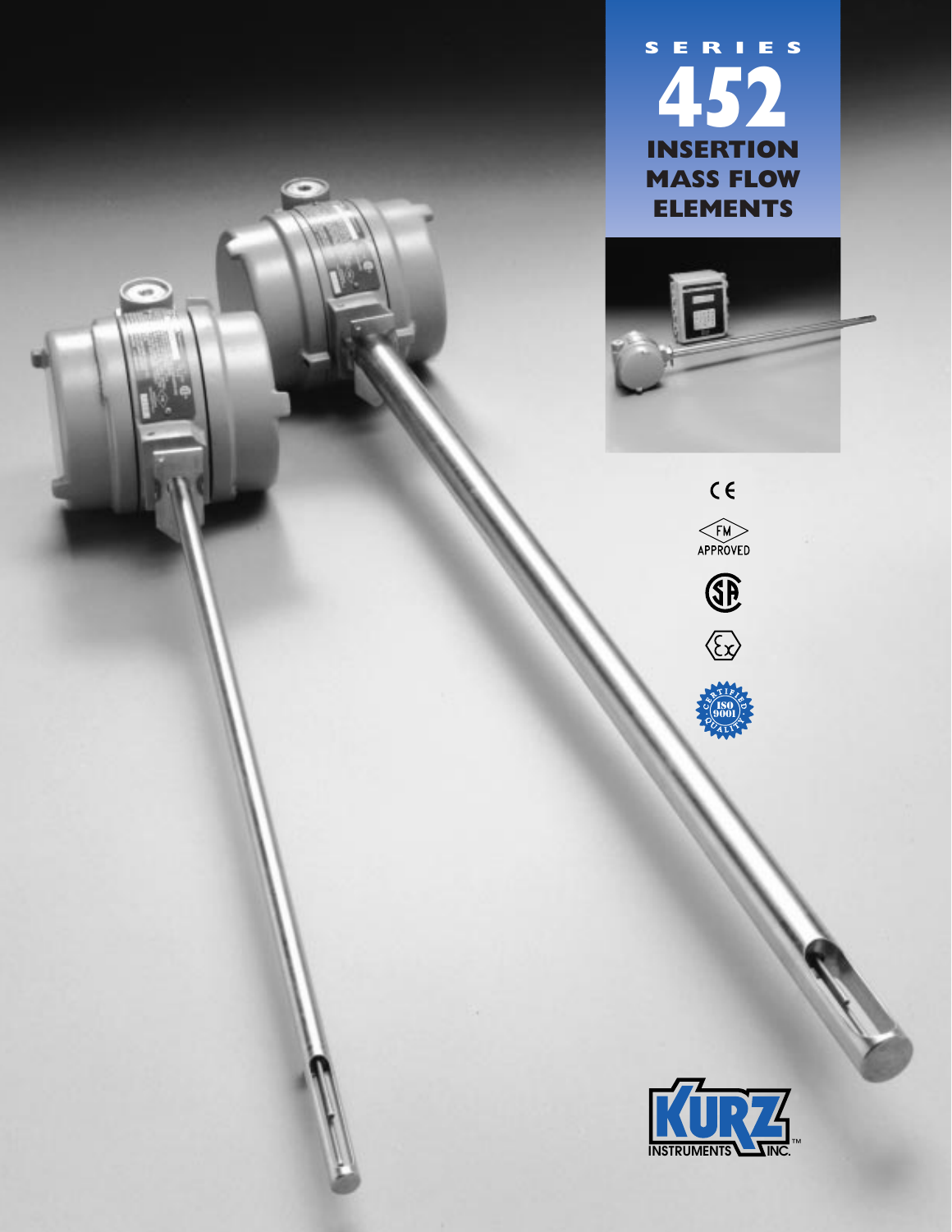# SERIES 452

## INSERTION MASS FLOW ELEMENTS

CE

FM APPROVED

SP

Ex

CERTIFIED ISO 9001 QUALITY

KURZ INSTRUMENTS INC.™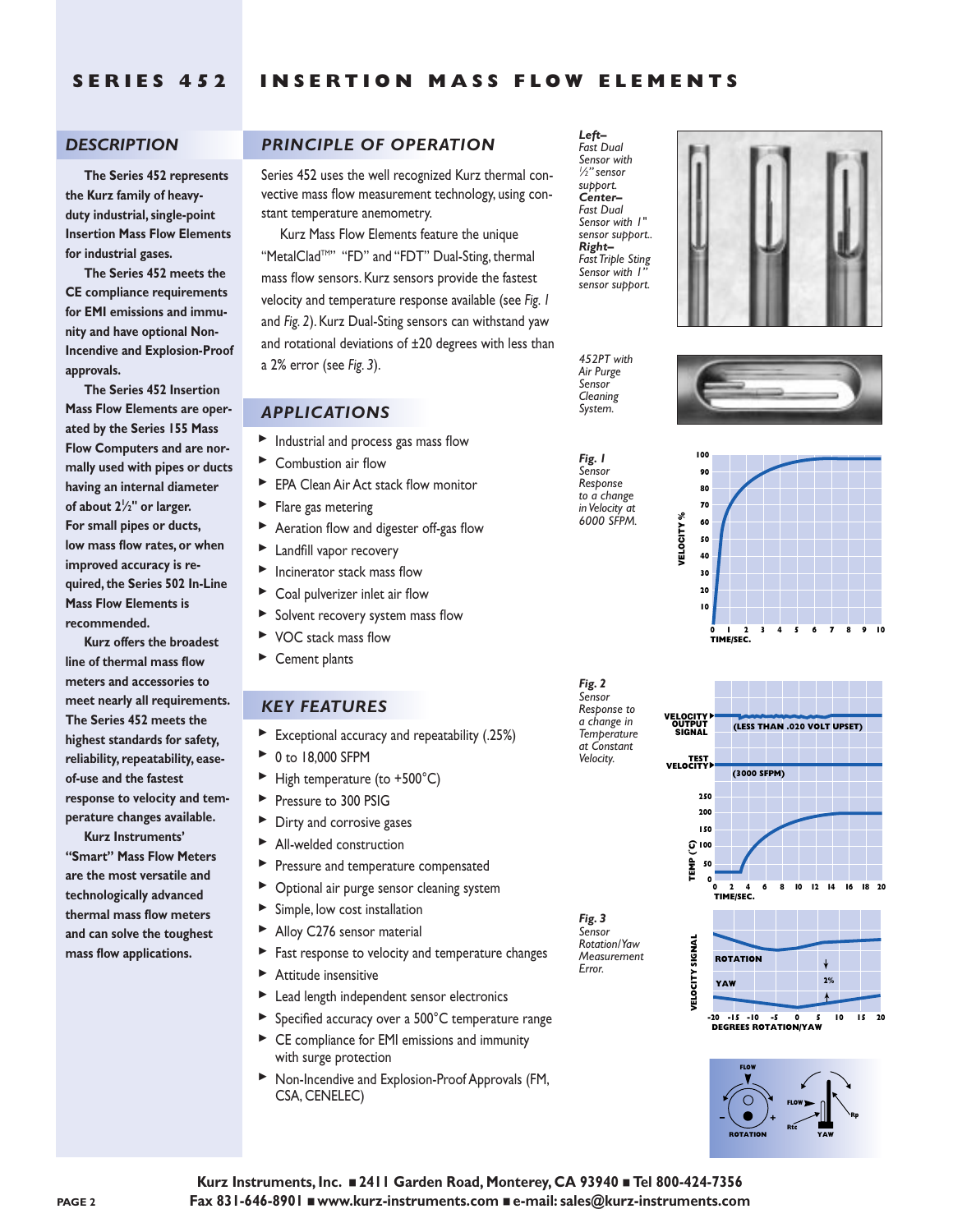# SERIES 452 INSERTION MASS FLOW ELEMENTS

## DESCRIPTION

**The Series 452 represents the Kurz family of heavy-duty industrial, single-point Insertion Mass Flow Elements for industrial gases.**

**The Series 452 meets the CE compliance requirements for EMI emissions and immunity and have optional Non-Incendive and Explosion-Proof approvals.**

**The Series 452 Insertion Mass Flow Elements are operated by the Series 155 Mass Flow Computers and are normally used with pipes or ducts having an internal diameter of about 2½" or larger. For small pipes or ducts, low mass flow rates, or when improved accuracy is required, the Series 502 In-Line Mass Flow Elements is recommended.**

**Kurz offers the broadest line of thermal mass flow meters and accessories to meet nearly all requirements. The Series 452 meets the highest standards for safety, reliability, repeatability, ease-of-use and the fastest response to velocity and temperature changes available.**

**Kurz Instruments' "Smart" Mass Flow Meters are the most versatile and technologically advanced thermal mass flow meters and can solve the toughest mass flow applications.**

## PRINCIPLE OF OPERATION

Series 452 uses the well recognized Kurz thermal convective mass flow measurement technology, using constant temperature anemometry.

Kurz Mass Flow Elements feature the unique "MetalClad™" "FD" and "FDT" Dual-Sting, thermal mass flow sensors. Kurz sensors provide the fastest velocity and temperature response available (see *Fig. 1* and *Fig. 2*). Kurz Dual-Sting sensors can withstand yaw and rotational deviations of ±20 degrees with less than a 2% error (see *Fig. 3*).

## APPLICATIONS

- Industrial and process gas mass flow
- Combustion air flow
- EPA Clean Air Act stack flow monitor
- Flare gas metering
- Aeration flow and digester off-gas flow
- Landfill vapor recovery
- Incinerator stack mass flow
- Coal pulverizer inlet air flow
- Solvent recovery system mass flow
- VOC stack mass flow
- Cement plants

## KEY FEATURES

- Exceptional accuracy and repeatability (.25%)
- 0 to 18,000 SFPM
- High temperature (to +500°C)
- Pressure to 300 PSIG
- Dirty and corrosive gases
- All-welded construction
- Pressure and temperature compensated
- Optional air purge sensor cleaning system
- Simple, low cost installation
- Alloy C276 sensor material
- Fast response to velocity and temperature changes
- Attitude insensitive
- Lead length independent sensor electronics
- Specified accuracy over a 500°C temperature range
- CE compliance for EMI emissions and immunity with surge protection
- Non-Incendive and Explosion-Proof Approvals (FM, CSA, CENELEC)

***Left–*** *Fast Dual Sensor with ½" sensor support.* ***Center–*** *Fast Dual Sensor with 1" sensor support..* ***Right–*** *Fast Triple Sting Sensor with 1" sensor support.*

*452PT with Air Purge Sensor Cleaning System.*

***Fig. 1*** *Sensor Response to a change in Velocity at 6000 SFPM.*

***Fig. 2*** *Sensor Response to a change in Temperature at Constant Velocity.*

***Fig. 3*** *Sensor Rotation/Yaw Measurement Error.*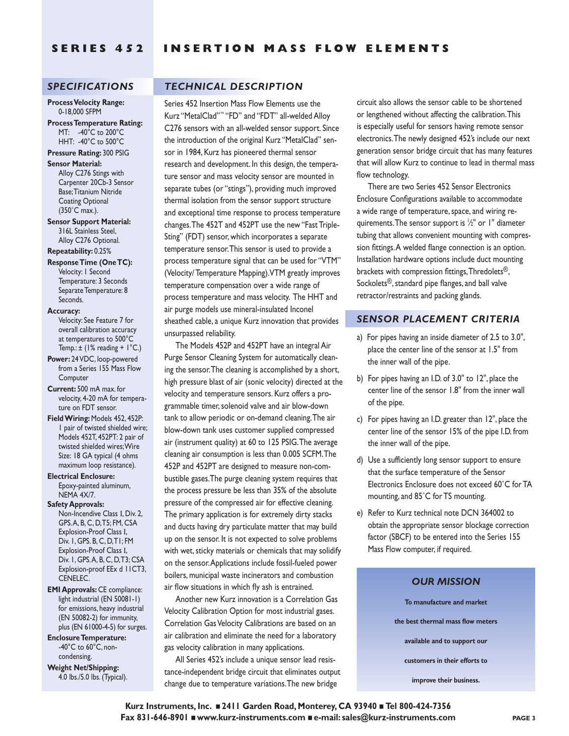# SERIES 452 INSERTION MASS FLOW ELEMENTS

## SPECIFICATIONS

**Process Velocity Range:** 0-18,000 SFPM

**Process Temperature Rating:**
MT: -40˚C to 200˚C
HHT: -40˚C to 500˚C

**Pressure Rating:** 300 PSIG

**Sensor Material:** Alloy C276 Stings with Carpenter 20Cb-3 Sensor Base; Titanium Nitride Coating Optional (350˚C max.).

**Sensor Support Material:** 316L Stainless Steel, Alloy C276 Optional.

**Repeatability:** 0.25%

**Response Time (One TC):**
Velocity: 1 Second
Temperature: 3 Seconds
Separate Temperature: 8 Seconds.

**Accuracy:**
Velocity: See Feature 7 for overall calibration accuracy at temperatures to 500˚C
Temp.: ± (1% reading + 1˚C.)

**Power:** 24 VDC, loop-powered from a Series 155 Mass Flow Computer

**Current:** 500 mA max. for velocity, 4-20 mA for temperature on FDT sensor.

**Field Wiring:** Models 452, 452P: 1 pair of twisted shielded wire; Models 452T, 452PT: 2 pair of twisted shielded wires; Wire Size: 18 GA typical (4 ohms maximum loop resistance).

**Electrical Enclosure:** Epoxy-painted aluminum, NEMA 4X/7.

**Safety Approvals:** Non-Incendive Class I, Div. 2, GPS. A, B, C, D, T5; FM, CSA Explosion-Proof Class I, Div. 1, GPS. B, C, D, T1; FM Explosion-Proof Class I, Div. 1, GPS. A, B, C, D, T3; CSA Explosion-proof EEx d 11CT3, CENELEC.

**EMI Approvals:** CE compliance: light industrial (EN 50081-1) for emissions, heavy industrial (EN 50082-2) for immunity, plus (EN 61000-4-5) for surges.

**Enclosure Temperature:** -40°C to 60°C, non-condensing.

**Weight Net/Shipping:** 4.0 lbs./5.0 lbs. (Typical).

## TECHNICAL DESCRIPTION

Series 452 Insertion Mass Flow Elements use the Kurz "MetalClad"™ "FD" and "FDT" all-welded Alloy C276 sensors with an all-welded sensor support. Since the introduction of the original Kurz "MetalClad" sensor in 1984, Kurz has pioneered thermal sensor research and development. In this design, the temperature sensor and mass velocity sensor are mounted in separate tubes (or "stings"), providing much improved thermal isolation from the sensor support structure and exceptional time response to process temperature changes. The 452T and 452PT use the new "Fast Triple-Sting" (FDT) sensor, which incorporates a separate temperature sensor. This sensor is used to provide a process temperature signal that can be used for "VTM" (Velocity/Temperature Mapping). VTM greatly improves temperature compensation over a wide range of process temperature and mass velocity. The HHT and air purge models use mineral-insulated Inconel sheathed cable, a unique Kurz innovation that provides unsurpassed reliability.

The Models 452P and 452PT have an integral Air Purge Sensor Cleaning System for automatically cleaning the sensor. The cleaning is accomplished by a short, high pressure blast of air (sonic velocity) directed at the velocity and temperature sensors. Kurz offers a programmable timer, solenoid valve and air blow-down tank to allow periodic or on-demand cleaning. The air blow-down tank uses customer supplied compressed air (instrument quality) at 60 to 125 PSIG. The average cleaning air consumption is less than 0.005 SCFM. The 452P and 452PT are designed to measure non-combustible gases. The purge cleaning system requires that the process pressure be less than 35% of the absolute pressure of the compressed air for effective cleaning. The primary application is for extremely dirty stacks and ducts having dry particulate matter that may build up on the sensor. It is not expected to solve problems with wet, sticky materials or chemicals that may solidify on the sensor. Applications include fossil-fueled power boilers, municipal waste incinerators and combustion air flow situations in which fly ash is entrained.

Another new Kurz innovation is a Correlation Gas Velocity Calibration Option for most industrial gases. Correlation Gas Velocity Calibrations are based on an air calibration and eliminate the need for a laboratory gas velocity calibration in many applications.

All Series 452's include a unique sensor lead resistance-independent bridge circuit that eliminates output change due to temperature variations. The new bridge circuit also allows the sensor cable to be shortened or lengthened without affecting the calibration. This is especially useful for sensors having remote sensor electronics. The newly designed 452's include our next generation sensor bridge circuit that has many features that will allow Kurz to continue to lead in thermal mass flow technology.

There are two Series 452 Sensor Electronics Enclosure Configurations available to accommodate a wide range of temperature, space, and wiring requirements. The sensor support is ½" or 1" diameter tubing that allows convenient mounting with compression fittings. A welded flange connection is an option. Installation hardware options include duct mounting brackets with compression fittings, Thredolets®, Sockolets®, standard pipe flanges, and ball valve retractor/restraints and packing glands.

## SENSOR PLACEMENT CRITERIA

a) For pipes having an inside diameter of 2.5 to 3.0", place the center line of the sensor at 1.5" from the inner wall of the pipe.

b) For pipes having an I.D. of 3.0" to 12", place the center line of the sensor 1.8" from the inner wall of the pipe.

c) For pipes having an I.D. greater than 12", place the center line of the sensor 15% of the pipe I.D. from the inner wall of the pipe.

d) Use a sufficiently long sensor support to ensure that the surface temperature of the Sensor Electronics Enclosure does not exceed 60˚C for TA mounting, and 85˚C for TS mounting.

e) Refer to Kurz technical note DCN 364002 to obtain the appropriate sensor blockage correction factor (SBCF) to be entered into the Series 155 Mass Flow computer, if required.

### OUR MISSION

**To manufacture and market the best thermal mass flow meters available and to support our customers in their efforts to improve their business.**

**Kurz Instruments, Inc. ■ 2411 Garden Road, Monterey, CA 93940 ■ Tel 800-424-7356**
**Fax 831-646-8901 ■ www.kurz-instruments.com ■ e-mail: sales@kurz-instruments.com**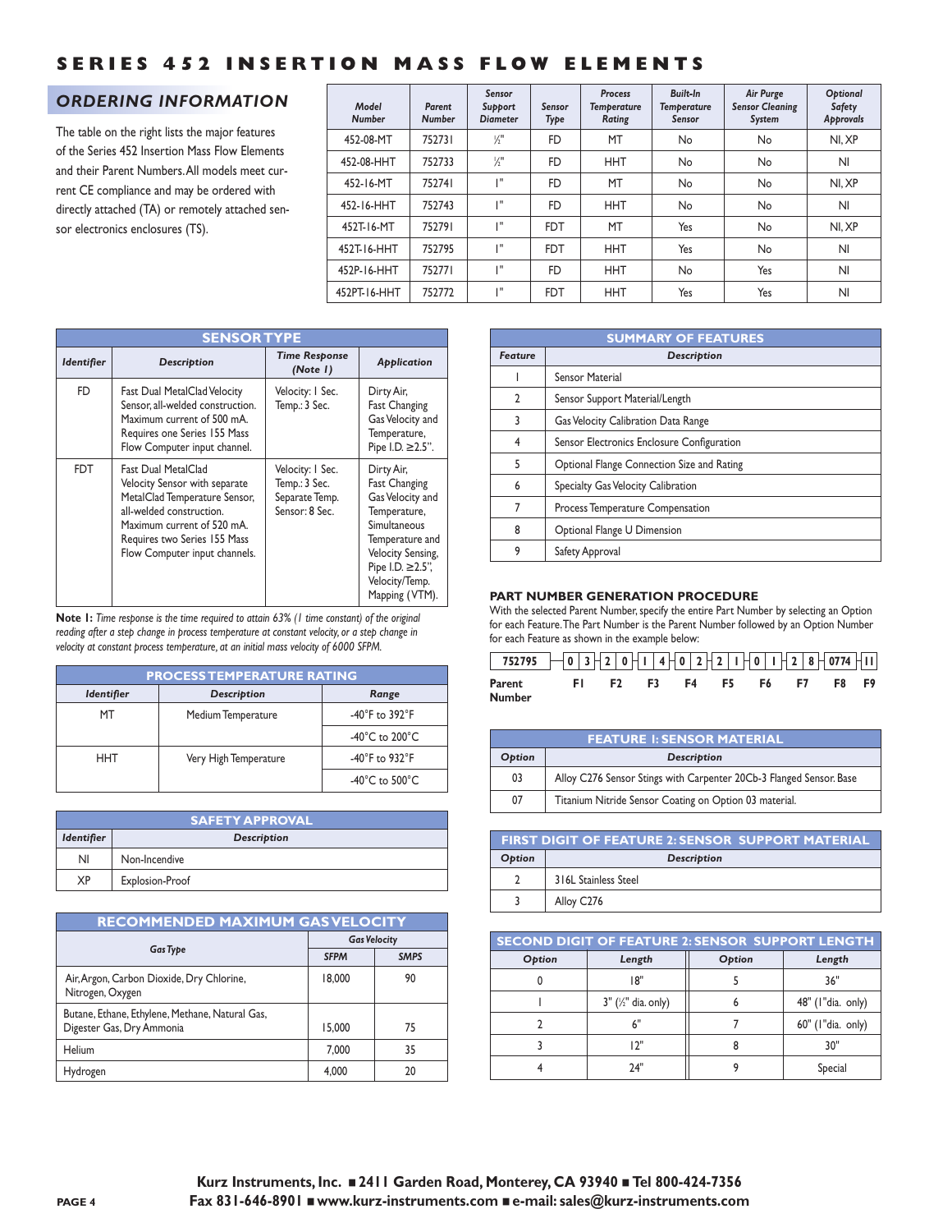# SERIES 452 INSERTION MASS FLOW ELEMENTS

## ORDERING INFORMATION

The table on the right lists the major features of the Series 452 Insertion Mass Flow Elements and their Parent Numbers. All models meet current CE compliance and may be ordered with directly attached (TA) or remotely attached sensor electronics enclosures (TS).

| Model Number | Parent Number | Sensor Support Diameter | Sensor Type | Process Temperature Rating | Built-In Temperature Sensor | Air Purge Sensor Cleaning System | Optional Safety Approvals |
|---|---|---|---|---|---|---|---|
| 452-08-MT | 752731 | ½" | FD | MT | No | No | NI, XP |
| 452-08-HHT | 752733 | ½" | FD | HHT | No | No | NI |
| 452-16-MT | 752741 | 1" | FD | MT | No | No | NI, XP |
| 452-16-HHT | 752743 | 1" | FD | HHT | No | No | NI |
| 452T-16-MT | 752791 | 1" | FDT | MT | Yes | No | NI, XP |
| 452T-16-HHT | 752795 | 1" | FDT | HHT | Yes | No | NI |
| 452P-16-HHT | 752771 | 1" | FD | HHT | No | Yes | NI |
| 452PT-16-HHT | 752772 | 1" | FDT | HHT | Yes | Yes | NI |

### SENSOR TYPE

| Identifier | Description | Time Response (Note 1) | Application |
|---|---|---|---|
| FD | Fast Dual MetalClad Velocity Sensor, all-welded construction. Maximum current of 500 mA. Requires one Series 155 Mass Flow Computer input channel. | Velocity: 1 Sec. Temp.: 3 Sec. | Dirty Air, Fast Changing Gas Velocity and Temperature, Pipe I.D. ≥2.5". |
| FDT | Fast Dual MetalClad Velocity Sensor with separate MetalClad Temperature Sensor, all-welded construction. Maximum current of 520 mA. Requires two Series 155 Mass Flow Computer input channels. | Velocity: 1 Sec. Temp.: 3 Sec. Separate Temp. Sensor: 8 Sec. | Dirty Air, Fast Changing Gas Velocity and Temperature, Simultaneous Temperature and Velocity Sensing, Pipe I.D. ≥2.5", Velocity/Temp. Mapping (VTM). |

**Note 1:** *Time response is the time required to attain 63% (1 time constant) of the original reading after a step change in process temperature at constant velocity, or a step change in velocity at constant process temperature, at an initial mass velocity of 6000 SFPM.*

### PROCESS TEMPERATURE RATING

| Identifier | Description | Range |
|---|---|---|
| MT | Medium Temperature | -40°F to 392°F |
| | | -40°C to 200°C |
| HHT | Very High Temperature | -40°F to 932°F |
| | | -40°C to 500°C |

### SAFETY APPROVAL

| Identifier | Description |
|---|---|
| NI | Non-Incendive |
| XP | Explosion-Proof |

### RECOMMENDED MAXIMUM GAS VELOCITY

| Gas Type | Gas Velocity | |
|---|---|---|
| | SFPM | SMPS |
| Air, Argon, Carbon Dioxide, Dry Chlorine, Nitrogen, Oxygen | 18,000 | 90 |
| Butane, Ethane, Ethylene, Methane, Natural Gas, Digester Gas, Dry Ammonia | 15,000 | 75 |
| Helium | 7,000 | 35 |
| Hydrogen | 4,000 | 20 |

### SUMMARY OF FEATURES

| Feature | Description |
|---|---|
| 1 | Sensor Material |
| 2 | Sensor Support Material/Length |
| 3 | Gas Velocity Calibration Data Range |
| 4 | Sensor Electronics Enclosure Configuration |
| 5 | Optional Flange Connection Size and Rating |
| 6 | Specialty Gas Velocity Calibration |
| 7 | Process Temperature Compensation |
| 8 | Optional Flange U Dimension |
| 9 | Safety Approval |

### PART NUMBER GENERATION PROCEDURE

With the selected Parent Number, specify the entire Part Number by selecting an Option for each Feature. The Part Number is the Parent Number followed by an Option Number for each Feature as shown in the example below:

| Parent Number | F1 | F2 | F3 | F4 | F5 | F6 | F7 | F8 | F9 |
|---|---|---|---|---|---|---|---|---|---|
| 752795 | 03 | 20 | 14 | 02 | 21 | 01 | 28 | 0774 | 11 |

### FEATURE 1: SENSOR MATERIAL

| Option | Description |
|---|---|
| 03 | Alloy C276 Sensor Stings with Carpenter 20Cb-3 Flanged Sensor. Base |
| 07 | Titanium Nitride Sensor Coating on Option 03 material. |

### FIRST DIGIT OF FEATURE 2: SENSOR SUPPORT MATERIAL

| Option | Description |
|---|---|
| 2 | 316L Stainless Steel |
| 3 | Alloy C276 |

### SECOND DIGIT OF FEATURE 2: SENSOR SUPPORT LENGTH

| Option | Length | Option | Length |
|---|---|---|---|
| 0 | 18" | 5 | 36" |
| 1 | 3" (½" dia. only) | 6 | 48" (1"dia. only) |
| 2 | 6" | 7 | 60" (1"dia. only) |
| 3 | 12" | 8 | 30" |
| 4 | 24" | 9 | Special |

**Kurz Instruments, Inc. ■ 2411 Garden Road, Monterey, CA 93940 ■ Tel 800-424-7356**
**Fax 831-646-8901 ■ www.kurz-instruments.com ■ e-mail: sales@kurz-instruments.com**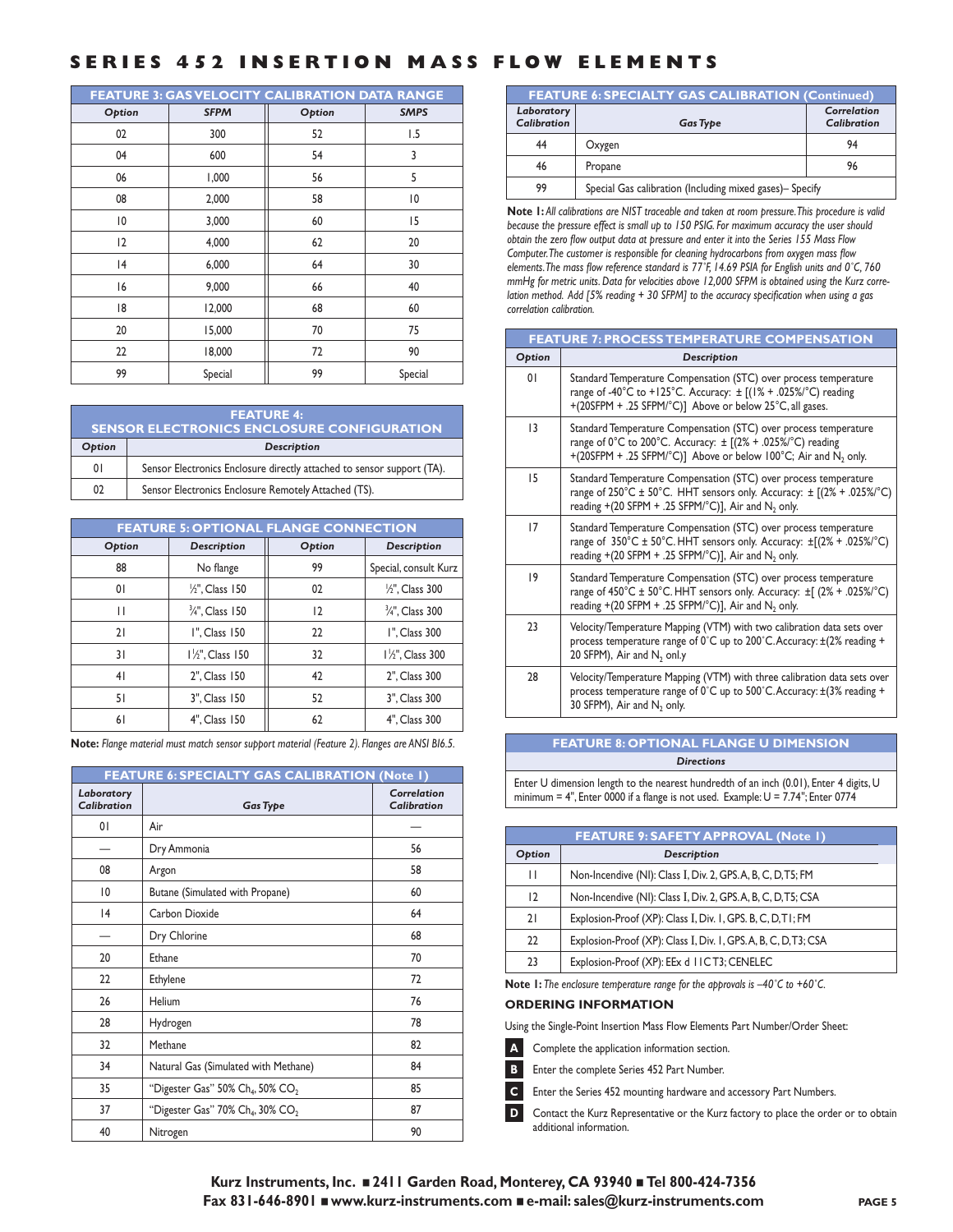# SERIES 452 INSERTION MASS FLOW ELEMENTS

| FEATURE 3: GAS VELOCITY CALIBRATION DATA RANGE | | | |
|---|---|---|---|
| **Option** | **SFPM** | **Option** | **SMPS** |
| 02 | 300 | 52 | 1.5 |
| 04 | 600 | 54 | 3 |
| 06 | 1,000 | 56 | 5 |
| 08 | 2,000 | 58 | 10 |
| 10 | 3,000 | 60 | 15 |
| 12 | 4,000 | 62 | 20 |
| 14 | 6,000 | 64 | 30 |
| 16 | 9,000 | 66 | 40 |
| 18 | 12,000 | 68 | 60 |
| 20 | 15,000 | 70 | 75 |
| 22 | 18,000 | 72 | 90 |
| 99 | Special | 99 | Special |

| FEATURE 4: SENSOR ELECTRONICS ENCLOSURE CONFIGURATION | |
|---|---|
| **Option** | **Description** |
| 01 | Sensor Electronics Enclosure directly attached to sensor support (TA). |
| 02 | Sensor Electronics Enclosure Remotely Attached (TS). |

| FEATURE 5: OPTIONAL FLANGE CONNECTION | | | |
|---|---|---|---|
| **Option** | **Description** | **Option** | **Description** |
| 88 | No flange | 99 | Special, consult Kurz |
| 01 | ½", Class 150 | 02 | ½", Class 300 |
| 11 | ¾", Class 150 | 12 | ¾", Class 300 |
| 21 | 1", Class 150 | 22 | 1", Class 300 |
| 31 | 1½", Class 150 | 32 | 1½", Class 300 |
| 41 | 2", Class 150 | 42 | 2", Class 300 |
| 51 | 3", Class 150 | 52 | 3", Class 300 |
| 61 | 4", Class 150 | 62 | 4", Class 300 |

**Note:** *Flange material must match sensor support material (Feature 2). Flanges are ANSI B16.5.*

| FEATURE 6: SPECIALTY GAS CALIBRATION (Note 1) | | |
|---|---|---|
| **Laboratory Calibration** | **Gas Type** | **Correlation Calibration** |
| 01 | Air | — |
| — | Dry Ammonia | 56 |
| 08 | Argon | 58 |
| 10 | Butane (Simulated with Propane) | 60 |
| 14 | Carbon Dioxide | 64 |
| — | Dry Chlorine | 68 |
| 20 | Ethane | 70 |
| 22 | Ethylene | 72 |
| 26 | Helium | 76 |
| 28 | Hydrogen | 78 |
| 32 | Methane | 82 |
| 34 | Natural Gas (Simulated with Methane) | 84 |
| 35 | "Digester Gas" 50% $Ch_4$, 50% $CO_2$ | 85 |
| 37 | "Digester Gas" 70% $Ch_4$, 30% $CO_2$ | 87 |
| 40 | Nitrogen | 90 |
| 44 | Oxygen | 94 |
| 46 | Propane | 96 |
| 99 | Special Gas calibration (Including mixed gases)– Specify | |

**Note 1:** *All calibrations are NIST traceable and taken at room pressure. This procedure is valid because the pressure effect is small up to 150 PSIG. For maximum accuracy the user should obtain the zero flow output data at pressure and enter it into the Series 155 Mass Flow Computer. The customer is responsible for cleaning hydrocarbons from oxygen mass flow elements. The mass flow reference standard is 77˚F, 14.69 PSIA for English units and 0˚C, 760 mmHg for metric units. Data for velocities above 12,000 SFPM is obtained using the Kurz correlation method. Add [5% reading + 30 SFPM] to the accuracy specification when using a gas correlation calibration.*

| FEATURE 7: PROCESS TEMPERATURE COMPENSATION | |
|---|---|
| **Option** | **Description** |
| 01 | Standard Temperature Compensation (STC) over process temperature range of -40°C to +125°C. Accuracy: ± [(1% + .025%/°C) reading +(20SFPM + .25 SFPM/°C)] Above or below 25°C, all gases. |
| 13 | Standard Temperature Compensation (STC) over process temperature range of 0°C to 200°C. Accuracy: ± [(2% + .025%/°C) reading +(20SFPM + .25 SFPM/°C)] Above or below 100°C; Air and $N_2$ only. |
| 15 | Standard Temperature Compensation (STC) over process temperature range of 250°C ± 50°C. HHT sensors only. Accuracy: ± [(2% + .025%/°C) reading +(20 SFPM + .25 SFPM/°C)], Air and $N_2$ only. |
| 17 | Standard Temperature Compensation (STC) over process temperature range of 350°C ± 50°C. HHT sensors only. Accuracy: ±[(2% + .025%/°C) reading +(20 SFPM + .25 SFPM/°C)], Air and $N_2$ only. |
| 19 | Standard Temperature Compensation (STC) over process temperature range of 450°C ± 50°C. HHT sensors only. Accuracy: ±[ (2% + .025%/°C) reading +(20 SFPM + .25 SFPM/°C)], Air and $N_2$ only. |
| 23 | Velocity/Temperature Mapping (VTM) with two calibration data sets over process temperature range of 0˚C up to 200˚C. Accuracy: ±(2% reading + 20 SFPM), Air and $N_2$ onl.y |
| 28 | Velocity/Temperature Mapping (VTM) with three calibration data sets over process temperature range of 0˚C up to 500˚C. Accuracy: ±(3% reading + 30 SFPM), Air and $N_2$ only. |

| FEATURE 8: OPTIONAL FLANGE U DIMENSION |
|---|
| **Directions** |
| Enter U dimension length to the nearest hundredth of an inch (0.01), Enter 4 digits, U minimum = 4", Enter 0000 if a flange is not used. Example: U = 7.74"; Enter 0774 |

| FEATURE 9: SAFETY APPROVAL (Note 1) | |
|---|---|
| **Option** | **Description** |
| 11 | Non-Incendive (NI): Class I, Div. 2, GPS. A, B, C, D, T5; FM |
| 12 | Non-Incendive (NI): Class I, Div. 2, GPS. A, B, C, D, T5; CSA |
| 21 | Explosion-Proof (XP): Class I, Div. 1, GPS. B, C, D, T1; FM |
| 22 | Explosion-Proof (XP): Class I, Div. 1, GPS. A, B, C, D, T3; CSA |
| 23 | Explosion-Proof (XP): EEx d 11C T3; CENELEC |

**Note 1:** *The enclosure temperature range for the approvals is –40˚C to +60˚C.*

## ORDERING INFORMATION

Using the Single-Point Insertion Mass Flow Elements Part Number/Order Sheet:

- **A** Complete the application information section.
- **B** Enter the complete Series 452 Part Number.
- **C** Enter the Series 452 mounting hardware and accessory Part Numbers.
- **D** Contact the Kurz Representative or the Kurz factory to place the order or to obtain additional information.

**Kurz Instruments, Inc. ■ 2411 Garden Road, Monterey, CA 93940 ■ Tel 800-424-7356**
**Fax 831-646-8901 ■ www.kurz-instruments.com ■ e-mail: sales@kurz-instruments.com**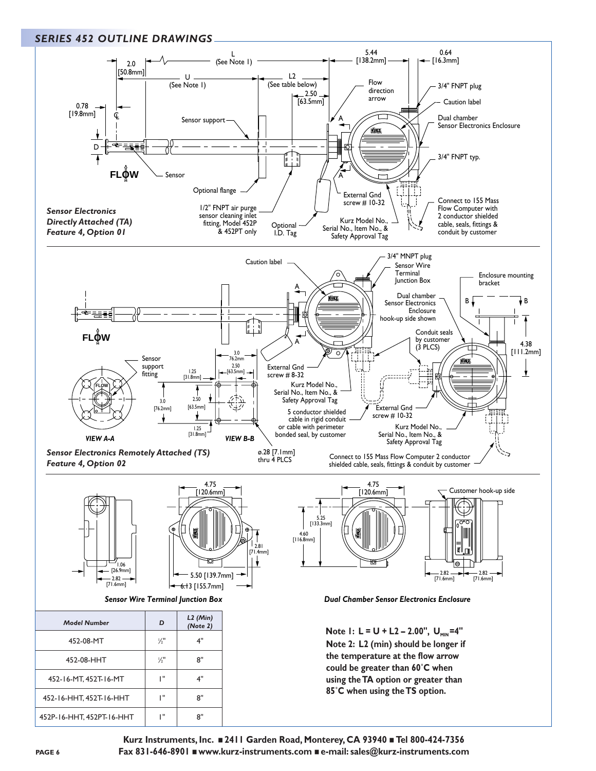## SERIES 452 OUTLINE DRAWINGS

*Sensor Electronics Directly Attached (TA) Feature 4, Option 01*

L (See Note 1)

U (See Note 1)

L2 (See table below)

2.0 [50.8mm]

0.78 [19.8mm]

2.50 [63.5mm]

5.44 [138.2mm]

0.64 [16.3mm]

D

FLOW

Sensor

Sensor support

Optional flange

1/2" FNPT air purge sensor cleaning inlet fitting, Model 452P & 452PT only

Optional I.D. Tag

Flow direction arrow

3/4" FNPT plug

Caution label

Dual chamber Sensor Electronics Enclosure

3/4" FNPT typ.

External Gnd screw # 10-32

Kurz Model No., Serial No., Item No., & Safety Approval Tag

Connect to 155 Mass Flow Computer with 2 conductor shielded cable, seals, fittings & conduit by customer

*Sensor Electronics Remotely Attached (TS) Feature 4, Option 02*

Caution label

3/4" MNPT plug

Sensor Wire Terminal Junction Box

Enclosure mounting bracket

Dual chamber Sensor Electronics Enclosure hook-up side shown

Conduit seals by customer (3 PLCS)

4.38 [111.2mm]

Sensor support fitting

VIEW A-A

VIEW B-B

3.0 76.2mm

2.50 [63.5mm]

1.25 [31.8mm]

3.0 [76.2mm]

2.50 [63.5mm]

1.25 [31.8mm]

ø.28 [7.1mm] thru 4 PLCS

External Gnd screw # 8-32

Kurz Model No., Serial No., Item No., & Safety Approval Tag

5 conductor shielded cable in rigid conduit or cable with perimeter bonded seal, by customer

External Gnd screw # 10-32

Kurz Model No., Serial No., Item No., & Safety Approval Tag

Connect to 155 Mass Flow Computer 2 conductor shielded cable, seals, fittings & conduit by customer

*Sensor Wire Terminal Junction Box*

4.75 [120.6mm]

1.06 [26.9mm]

2.82 [71.6mm]

2.81 [71.4mm]

5.50 [139.7mm]

6.13 [155.7mm]

*Dual Chamber Sensor Electronics Enclosure*

4.75 [120.6mm]

5.25 [133.3mm]

4.60 [116.8mm]

Customer hook-up side

2.82 [71.6mm]

2.82 [71.6mm]

| *Model Number* | *D* | *L2 (Min) (Note 2)* |
|---|---|---|
| 452-08-MT | ½" | 4" |
| 452-08-HHT | ½" | 8" |
| 452-16-MT, 452T-16-MT | 1" | 4" |
| 452-16-HHT, 452T-16-HHT | 1" | 8" |
| 452P-16-HHT, 452PT-16-HHT | 1" | 8" |

**Note 1: L = U + L2 – 2.00", $U_{MIN}$=4"**

**Note 2: L2 (min) should be longer if the temperature at the flow arrow could be greater than 60˚C when using the TA option or greater than 85˚C when using the TS option.**

**Kurz Instruments, Inc. ■ 2411 Garden Road, Monterey, CA 93940 ■ Tel 800-424-7356**
**Fax 831-646-8901 ■ www.kurz-instruments.com ■ e-mail: sales@kurz-instruments.com**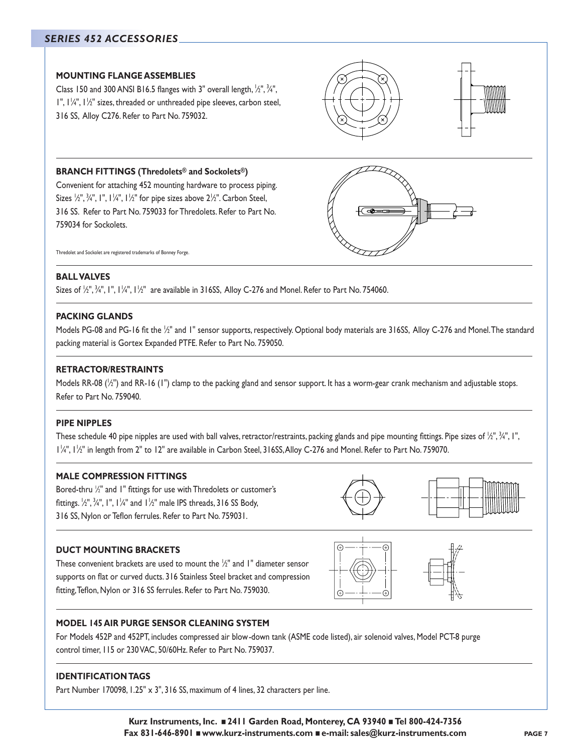## SERIES 452 ACCESSORIES

### MOUNTING FLANGE ASSEMBLIES

Class 150 and 300 ANSI B16.5 flanges with 3" overall length, ½", ¾", 1", 1¼", 1½" sizes, threaded or unthreaded pipe sleeves, carbon steel, 316 SS, Alloy C276. Refer to Part No. 759032.

### BRANCH FITTINGS (Thredolets® and Sockolets®)

Convenient for attaching 452 mounting hardware to process piping. Sizes ½", ¾", 1", 1¼", 1½" for pipe sizes above 2½". Carbon Steel, 316 SS. Refer to Part No. 759033 for Thredolets. Refer to Part No. 759034 for Sockolets.

Thredolet and Sockolet are registered trademarks of Bonney Forge.

### BALL VALVES

Sizes of ½", ¾", 1", 1¼", 1½" are available in 316SS, Alloy C-276 and Monel. Refer to Part No. 754060.

### PACKING GLANDS

Models PG-08 and PG-16 fit the ½" and 1" sensor supports, respectively. Optional body materials are 316SS, Alloy C-276 and Monel. The standard packing material is Gortex Expanded PTFE. Refer to Part No. 759050.

### RETRACTOR/RESTRAINTS

Models RR-08 (½") and RR-16 (1") clamp to the packing gland and sensor support. It has a worm-gear crank mechanism and adjustable stops. Refer to Part No. 759040.

### PIPE NIPPLES

These schedule 40 pipe nipples are used with ball valves, retractor/restraints, packing glands and pipe mounting fittings. Pipe sizes of ½", ¾", 1", 1¼", 1½" in length from 2" to 12" are available in Carbon Steel, 316SS, Alloy C-276 and Monel. Refer to Part No. 759070.

### MALE COMPRESSION FITTINGS

Bored-thru ½" and 1" fittings for use with Thredolets or customer's fittings. ½", ¾", 1", 1¼" and 1½" male IPS threads, 316 SS Body, 316 SS, Nylon or Teflon ferrules. Refer to Part No. 759031.

### DUCT MOUNTING BRACKETS

These convenient brackets are used to mount the ½" and 1" diameter sensor supports on flat or curved ducts. 316 Stainless Steel bracket and compression fitting, Teflon, Nylon or 316 SS ferrules. Refer to Part No. 759030.

### MODEL 145 AIR PURGE SENSOR CLEANING SYSTEM

For Models 452P and 452PT, includes compressed air blow-down tank (ASME code listed), air solenoid valves, Model PCT-8 purge control timer, 115 or 230 VAC, 50/60Hz. Refer to Part No. 759037.

### IDENTIFICATION TAGS

Part Number 170098, 1.25" x 3", 316 SS, maximum of 4 lines, 32 characters per line.

**Kurz Instruments, Inc. ■ 2411 Garden Road, Monterey, CA 93940 ■ Tel 800-424-7356**
**Fax 831-646-8901 ■ www.kurz-instruments.com ■ e-mail: sales@kurz-instruments.com**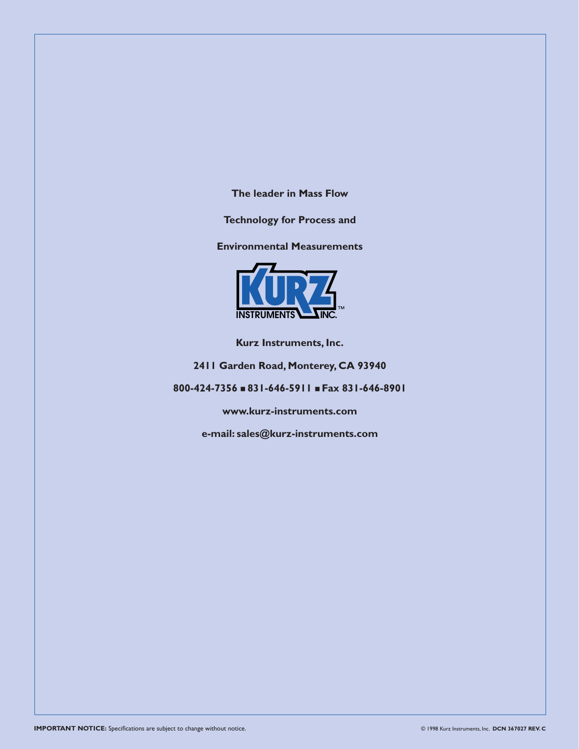**The leader in Mass Flow**

**Technology for Process and**

**Environmental Measurements**

KURZ INSTRUMENTS INC.™

**Kurz Instruments, Inc.**

**2411 Garden Road, Monterey, CA 93940**

**800-424-7356 ■ 831-646-5911 ■ Fax 831-646-8901**

**www.kurz-instruments.com**

**e-mail: sales@kurz-instruments.com**

**IMPORTANT NOTICE:** Specifications are subject to change without notice.

© 1998 Kurz Instruments, Inc. **DCN 367027 REV. C**